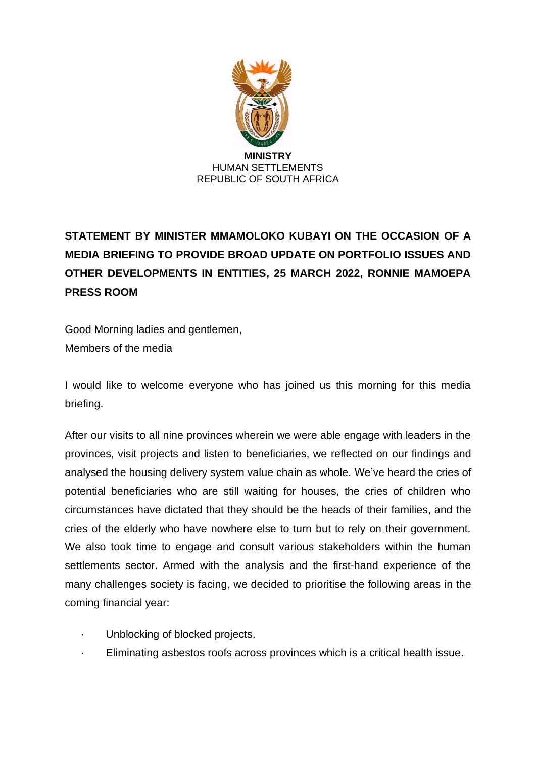**MINISTRY**
HUMAN SETTLEMENTS
REPUBLIC OF SOUTH AFRICA

**STATEMENT BY MINISTER MMAMOLOKO KUBAYI ON THE OCCASION OF A MEDIA BRIEFING TO PROVIDE BROAD UPDATE ON PORTFOLIO ISSUES AND OTHER DEVELOPMENTS IN ENTITIES, 25 MARCH 2022, RONNIE MAMOEPA PRESS ROOM**

Good Morning ladies and gentlemen,
Members of the media

I would like to welcome everyone who has joined us this morning for this media briefing.

After our visits to all nine provinces wherein we were able engage with leaders in the provinces, visit projects and listen to beneficiaries, we reflected on our findings and analysed the housing delivery system value chain as whole. We've heard the cries of potential beneficiaries who are still waiting for houses, the cries of children who circumstances have dictated that they should be the heads of their families, and the cries of the elderly who have nowhere else to turn but to rely on their government. We also took time to engage and consult various stakeholders within the human settlements sector. Armed with the analysis and the first-hand experience of the many challenges society is facing, we decided to prioritise the following areas in the coming financial year:

- Unblocking of blocked projects.
- Eliminating asbestos roofs across provinces which is a critical health issue.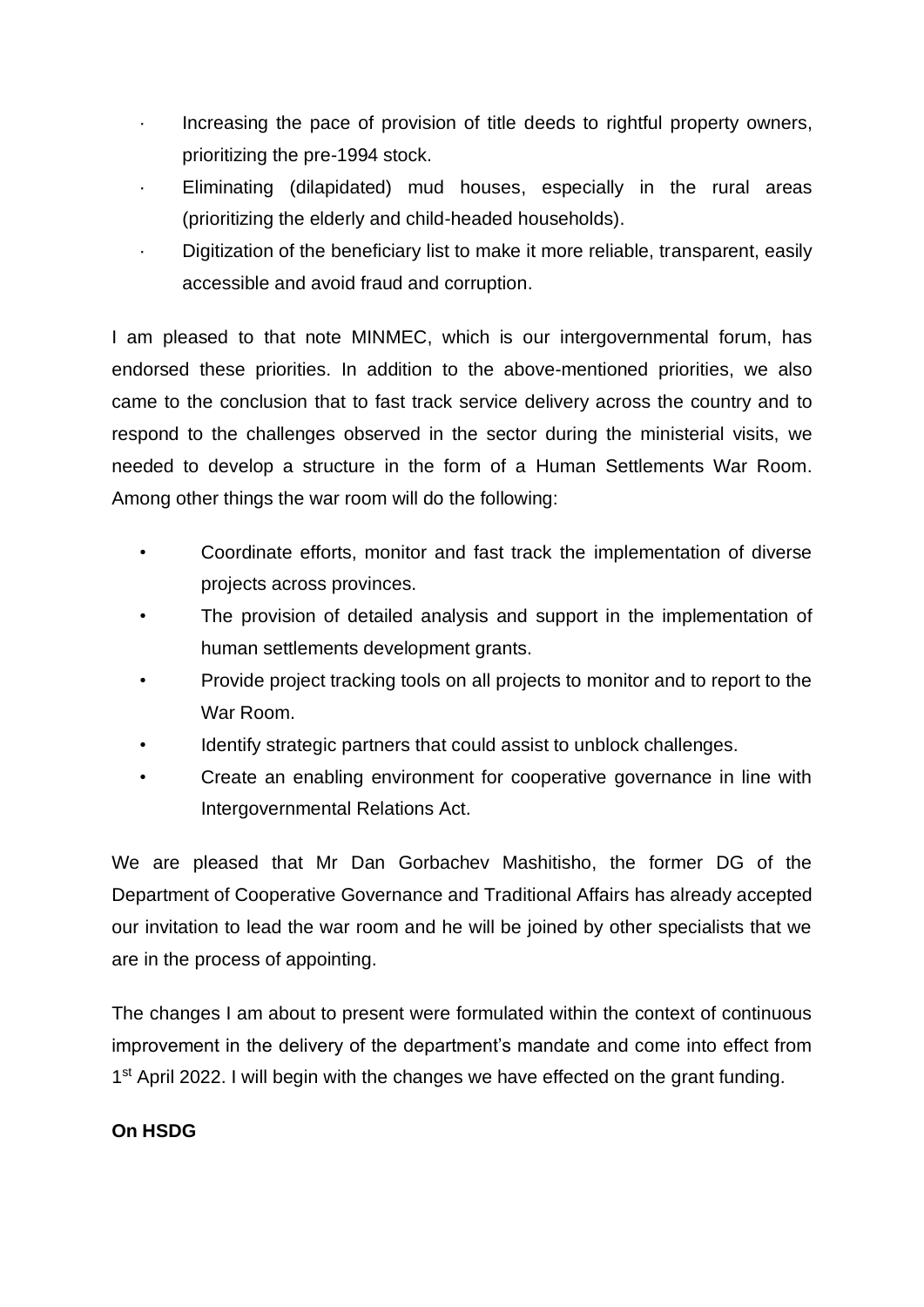- Increasing the pace of provision of title deeds to rightful property owners, prioritizing the pre-1994 stock.
- Eliminating (dilapidated) mud houses, especially in the rural areas (prioritizing the elderly and child-headed households).
- Digitization of the beneficiary list to make it more reliable, transparent, easily accessible and avoid fraud and corruption.

I am pleased to that note MINMEC, which is our intergovernmental forum, has endorsed these priorities. In addition to the above-mentioned priorities, we also came to the conclusion that to fast track service delivery across the country and to respond to the challenges observed in the sector during the ministerial visits, we needed to develop a structure in the form of a Human Settlements War Room. Among other things the war room will do the following:

- Coordinate efforts, monitor and fast track the implementation of diverse projects across provinces.
- The provision of detailed analysis and support in the implementation of human settlements development grants.
- Provide project tracking tools on all projects to monitor and to report to the War Room.
- Identify strategic partners that could assist to unblock challenges.
- Create an enabling environment for cooperative governance in line with Intergovernmental Relations Act.

We are pleased that Mr Dan Gorbachev Mashitisho, the former DG of the Department of Cooperative Governance and Traditional Affairs has already accepted our invitation to lead the war room and he will be joined by other specialists that we are in the process of appointing.

The changes I am about to present were formulated within the context of continuous improvement in the delivery of the department's mandate and come into effect from 1st April 2022. I will begin with the changes we have effected on the grant funding.

**On HSDG**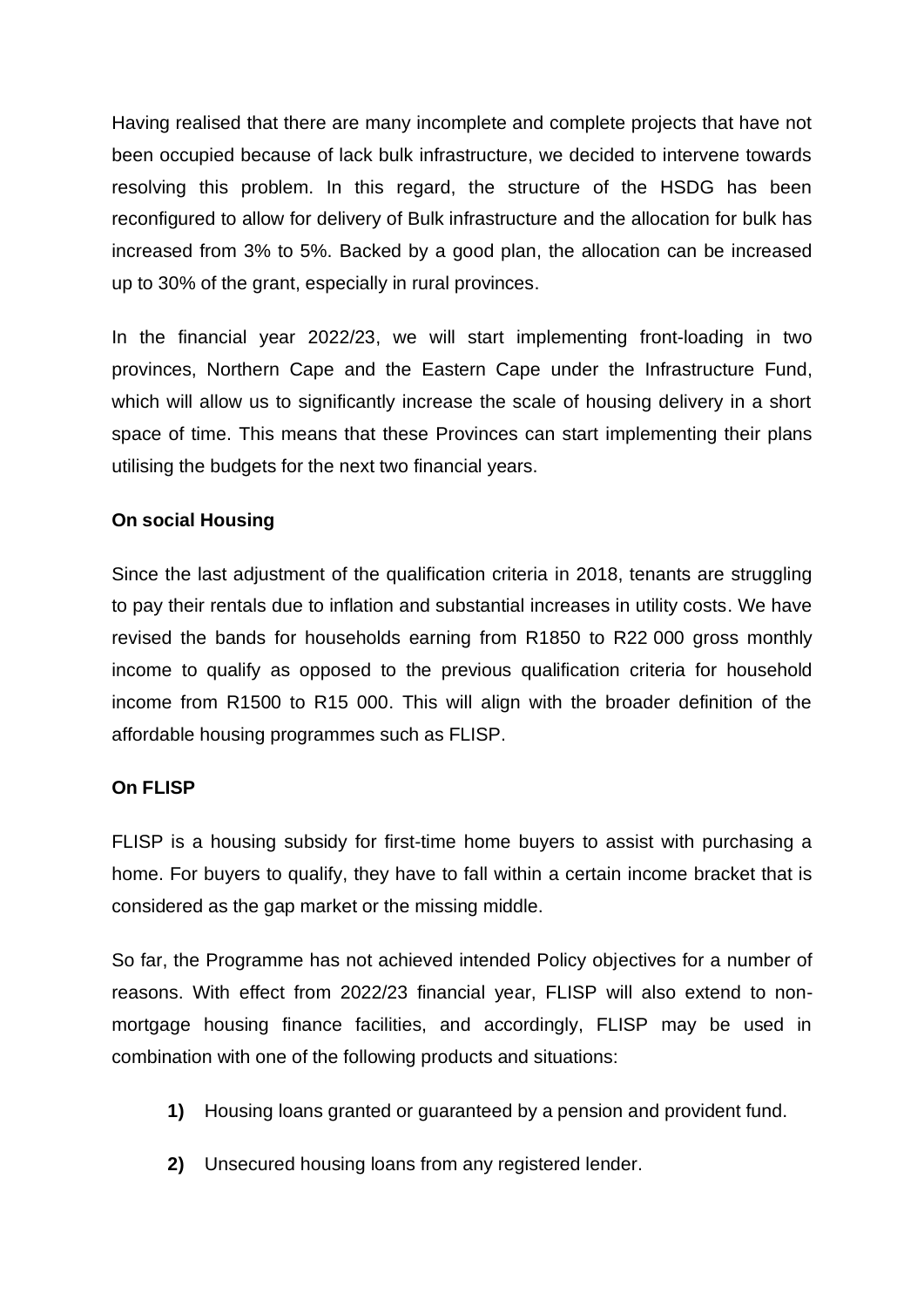Having realised that there are many incomplete and complete projects that have not been occupied because of lack bulk infrastructure, we decided to intervene towards resolving this problem. In this regard, the structure of the HSDG has been reconfigured to allow for delivery of Bulk infrastructure and the allocation for bulk has increased from 3% to 5%. Backed by a good plan, the allocation can be increased up to 30% of the grant, especially in rural provinces.

In the financial year 2022/23, we will start implementing front-loading in two provinces, Northern Cape and the Eastern Cape under the Infrastructure Fund, which will allow us to significantly increase the scale of housing delivery in a short space of time. This means that these Provinces can start implementing their plans utilising the budgets for the next two financial years.

**On social Housing**

Since the last adjustment of the qualification criteria in 2018, tenants are struggling to pay their rentals due to inflation and substantial increases in utility costs. We have revised the bands for households earning from R1850 to R22 000 gross monthly income to qualify as opposed to the previous qualification criteria for household income from R1500 to R15 000. This will align with the broader definition of the affordable housing programmes such as FLISP.

**On FLISP**

FLISP is a housing subsidy for first-time home buyers to assist with purchasing a home. For buyers to qualify, they have to fall within a certain income bracket that is considered as the gap market or the missing middle.

So far, the Programme has not achieved intended Policy objectives for a number of reasons. With effect from 2022/23 financial year, FLISP will also extend to non-mortgage housing finance facilities, and accordingly, FLISP may be used in combination with one of the following products and situations:

1) Housing loans granted or guaranteed by a pension and provident fund.

2) Unsecured housing loans from any registered lender.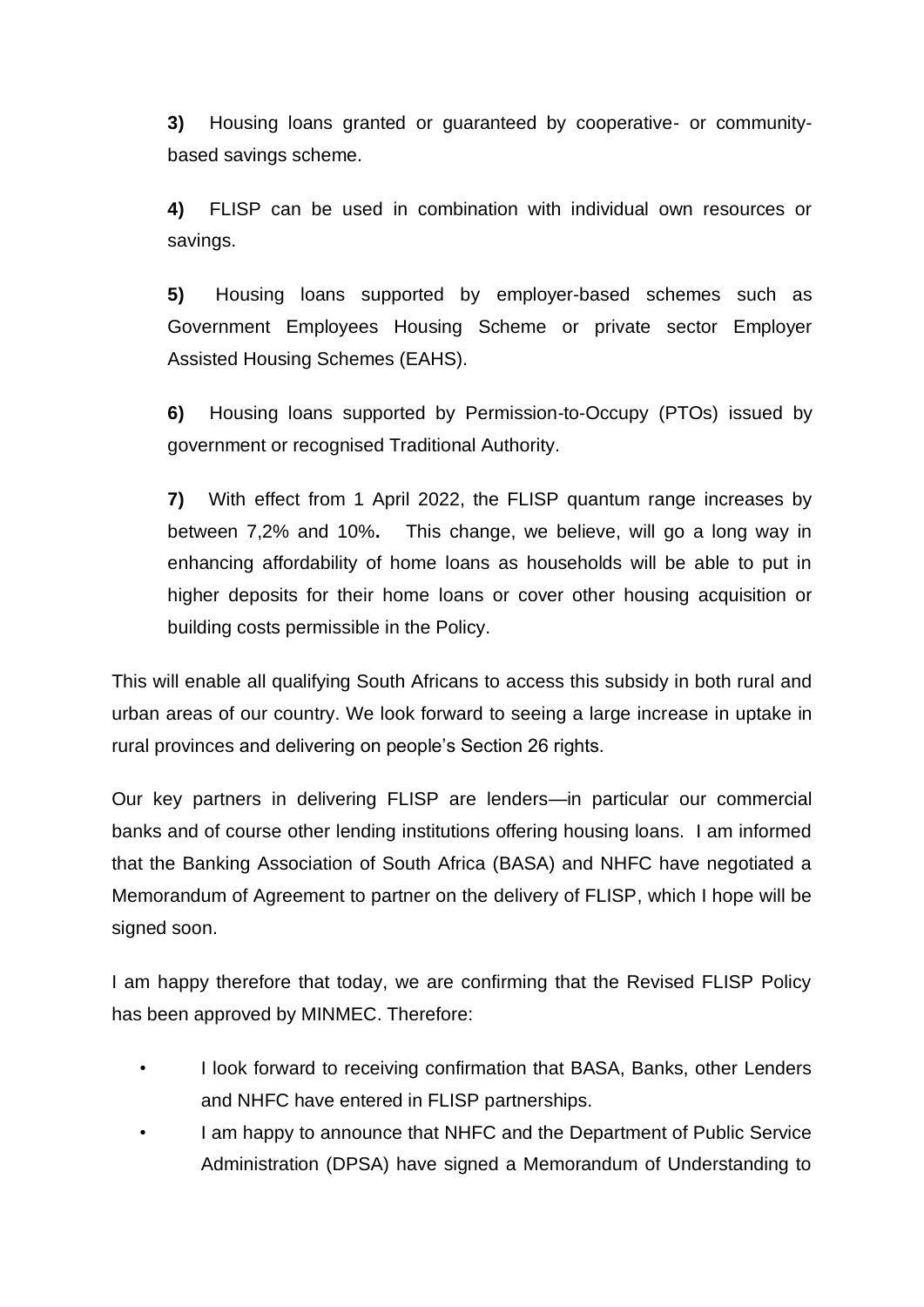**3)** Housing loans granted or guaranteed by cooperative- or community-based savings scheme.

**4)** FLISP can be used in combination with individual own resources or savings.

**5)** Housing loans supported by employer-based schemes such as Government Employees Housing Scheme or private sector Employer Assisted Housing Schemes (EAHS).

**6)** Housing loans supported by Permission-to-Occupy (PTOs) issued by government or recognised Traditional Authority.

**7)** With effect from 1 April 2022, the FLISP quantum range increases by between 7,2% and 10%**.** This change, we believe, will go a long way in enhancing affordability of home loans as households will be able to put in higher deposits for their home loans or cover other housing acquisition or building costs permissible in the Policy.

This will enable all qualifying South Africans to access this subsidy in both rural and urban areas of our country. We look forward to seeing a large increase in uptake in rural provinces and delivering on people's Section 26 rights.

Our key partners in delivering FLISP are lenders—in particular our commercial banks and of course other lending institutions offering housing loans. I am informed that the Banking Association of South Africa (BASA) and NHFC have negotiated a Memorandum of Agreement to partner on the delivery of FLISP, which I hope will be signed soon.

I am happy therefore that today, we are confirming that the Revised FLISP Policy has been approved by MINMEC. Therefore:

- I look forward to receiving confirmation that BASA, Banks, other Lenders and NHFC have entered in FLISP partnerships.
- I am happy to announce that NHFC and the Department of Public Service Administration (DPSA) have signed a Memorandum of Understanding to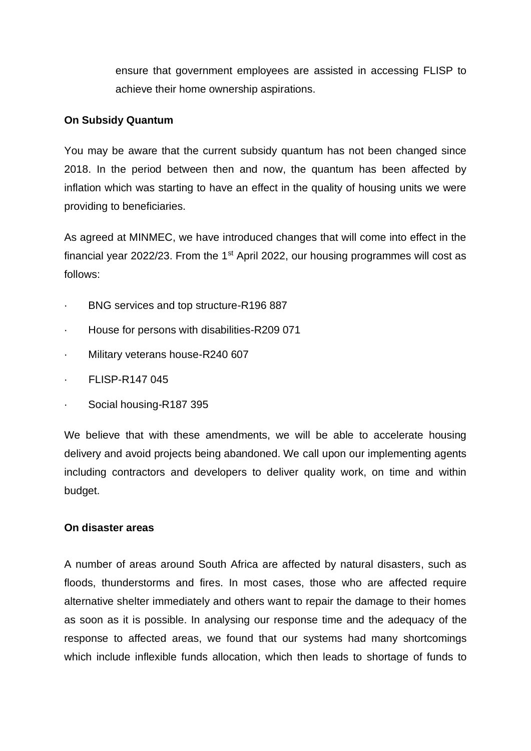ensure that government employees are assisted in accessing FLISP to achieve their home ownership aspirations.

**On Subsidy Quantum**

You may be aware that the current subsidy quantum has not been changed since 2018. In the period between then and now, the quantum has been affected by inflation which was starting to have an effect in the quality of housing units we were providing to beneficiaries.

As agreed at MINMEC, we have introduced changes that will come into effect in the financial year 2022/23. From the 1st April 2022, our housing programmes will cost as follows:

- BNG services and top structure-R196 887
- House for persons with disabilities-R209 071
- Military veterans house-R240 607
- FLISP-R147 045
- Social housing-R187 395

We believe that with these amendments, we will be able to accelerate housing delivery and avoid projects being abandoned. We call upon our implementing agents including contractors and developers to deliver quality work, on time and within budget.

**On disaster areas**

A number of areas around South Africa are affected by natural disasters, such as floods, thunderstorms and fires. In most cases, those who are affected require alternative shelter immediately and others want to repair the damage to their homes as soon as it is possible. In analysing our response time and the adequacy of the response to affected areas, we found that our systems had many shortcomings which include inflexible funds allocation, which then leads to shortage of funds to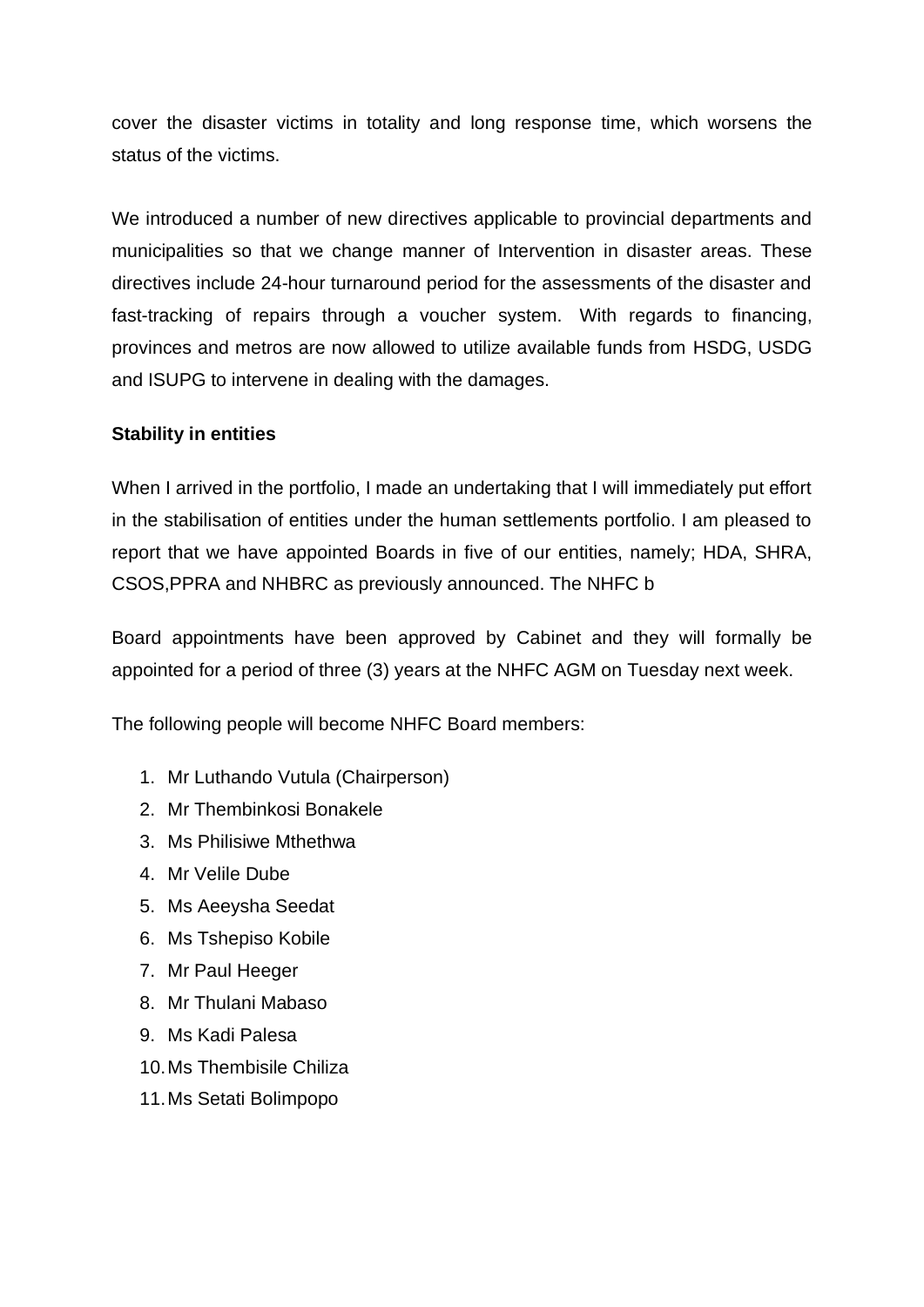cover the disaster victims in totality and long response time, which worsens the status of the victims.

We introduced a number of new directives applicable to provincial departments and municipalities so that we change manner of Intervention in disaster areas. These directives include 24-hour turnaround period for the assessments of the disaster and fast-tracking of repairs through a voucher system. With regards to financing, provinces and metros are now allowed to utilize available funds from HSDG, USDG and ISUPG to intervene in dealing with the damages.

**Stability in entities**

When I arrived in the portfolio, I made an undertaking that I will immediately put effort in the stabilisation of entities under the human settlements portfolio. I am pleased to report that we have appointed Boards in five of our entities, namely; HDA, SHRA, CSOS,PPRA and NHBRC as previously announced. The NHFC b

Board appointments have been approved by Cabinet and they will formally be appointed for a period of three (3) years at the NHFC AGM on Tuesday next week.

The following people will become NHFC Board members:

1. Mr Luthando Vutula (Chairperson)
2. Mr Thembinkosi Bonakele
3. Ms Philisiwe Mthethwa
4. Mr Velile Dube
5. Ms Aeeysha Seedat
6. Ms Tshepiso Kobile
7. Mr Paul Heeger
8. Mr Thulani Mabaso
9. Ms Kadi Palesa
10. Ms Thembisile Chiliza
11. Ms Setati Bolimpopo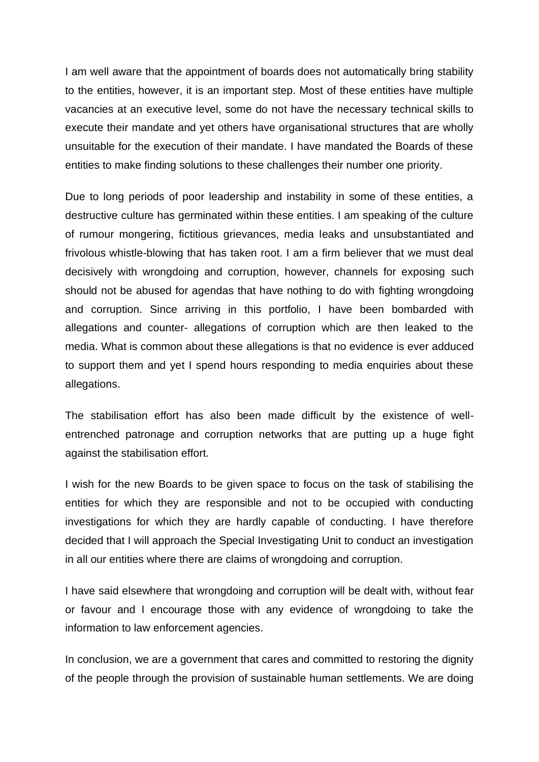I am well aware that the appointment of boards does not automatically bring stability to the entities, however, it is an important step. Most of these entities have multiple vacancies at an executive level, some do not have the necessary technical skills to execute their mandate and yet others have organisational structures that are wholly unsuitable for the execution of their mandate. I have mandated the Boards of these entities to make finding solutions to these challenges their number one priority.

Due to long periods of poor leadership and instability in some of these entities, a destructive culture has germinated within these entities. I am speaking of the culture of rumour mongering, fictitious grievances, media leaks and unsubstantiated and frivolous whistle-blowing that has taken root. I am a firm believer that we must deal decisively with wrongdoing and corruption, however, channels for exposing such should not be abused for agendas that have nothing to do with fighting wrongdoing and corruption. Since arriving in this portfolio, I have been bombarded with allegations and counter- allegations of corruption which are then leaked to the media. What is common about these allegations is that no evidence is ever adduced to support them and yet I spend hours responding to media enquiries about these allegations.

The stabilisation effort has also been made difficult by the existence of well-entrenched patronage and corruption networks that are putting up a huge fight against the stabilisation effort.

I wish for the new Boards to be given space to focus on the task of stabilising the entities for which they are responsible and not to be occupied with conducting investigations for which they are hardly capable of conducting. I have therefore decided that I will approach the Special Investigating Unit to conduct an investigation in all our entities where there are claims of wrongdoing and corruption.

I have said elsewhere that wrongdoing and corruption will be dealt with, without fear or favour and I encourage those with any evidence of wrongdoing to take the information to law enforcement agencies.

In conclusion, we are a government that cares and committed to restoring the dignity of the people through the provision of sustainable human settlements. We are doing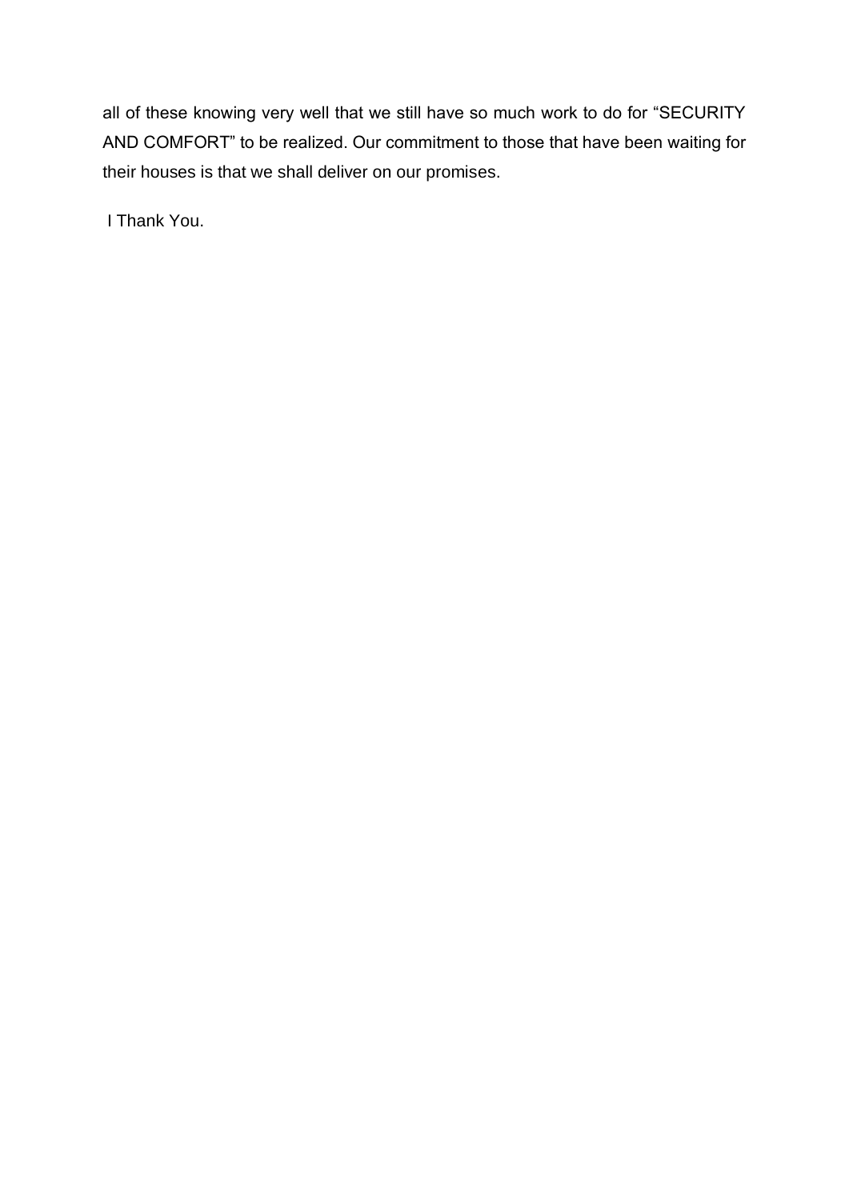all of these knowing very well that we still have so much work to do for "SECURITY AND COMFORT" to be realized. Our commitment to those that have been waiting for their houses is that we shall deliver on our promises.

I Thank You.